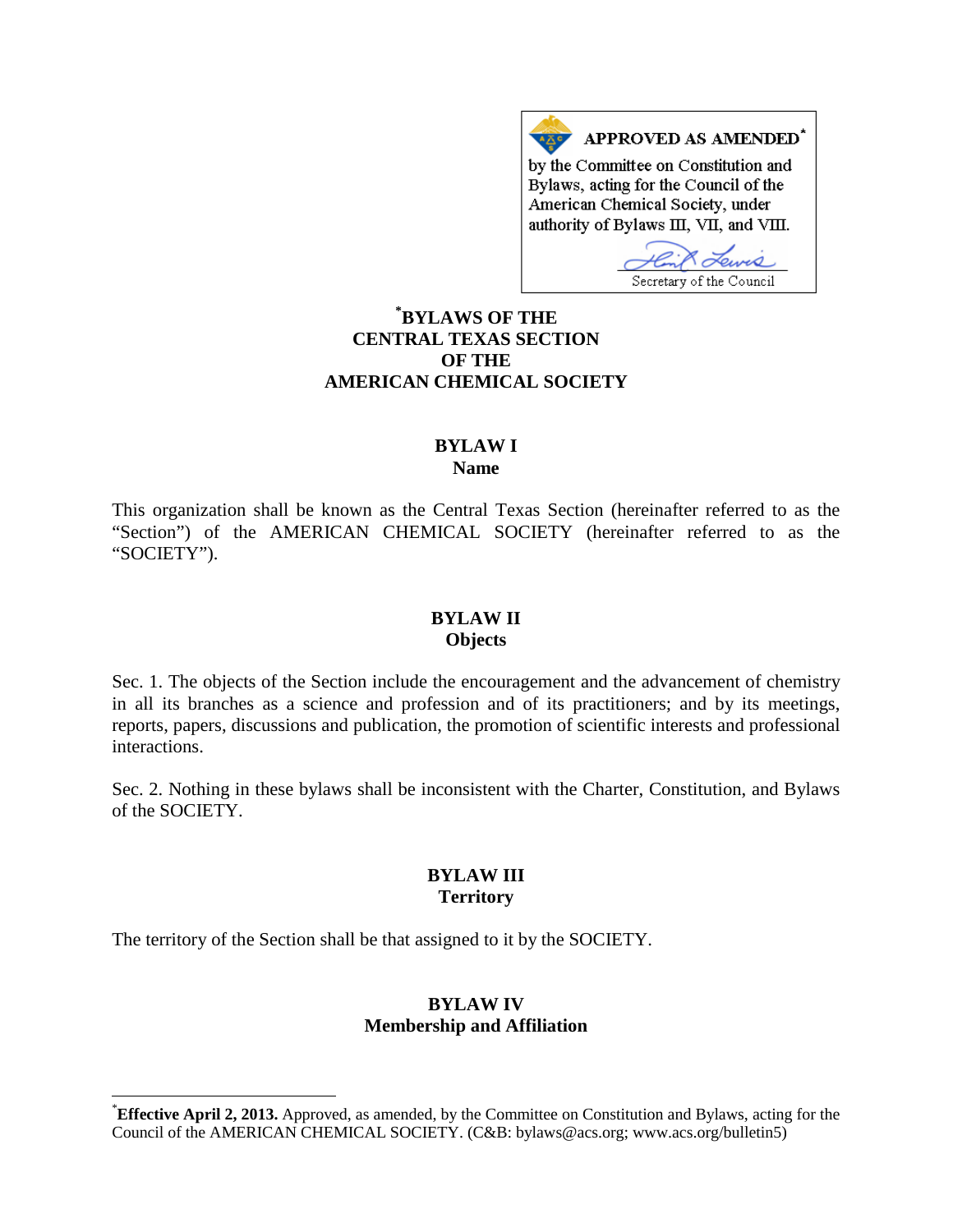**APPROVED AS AMENDED***

by the Committee on Constitution and Bylaws, acting for the Council of the American Chemical Society, under authority of Bylaws III, VII, and VIII.

Secretary of the Council

# *BYLAWS OF THE CENTRAL TEXAS SECTION OF THE AMERICAN CHEMICAL SOCIETY

## BYLAW I
## Name

This organization shall be known as the Central Texas Section (hereinafter referred to as the "Section") of the AMERICAN CHEMICAL SOCIETY (hereinafter referred to as the "SOCIETY").

## BYLAW II
## Objects

Sec. 1. The objects of the Section include the encouragement and the advancement of chemistry in all its branches as a science and profession and of its practitioners; and by its meetings, reports, papers, discussions and publication, the promotion of scientific interests and professional interactions.

Sec. 2. Nothing in these bylaws shall be inconsistent with the Charter, Constitution, and Bylaws of the SOCIETY.

## BYLAW III
## Territory

The territory of the Section shall be that assigned to it by the SOCIETY.

## BYLAW IV
## Membership and Affiliation

---

*__Effective April 2, 2013.__ Approved, as amended, by the Committee on Constitution and Bylaws, acting for the Council of the AMERICAN CHEMICAL SOCIETY. (C&B: bylaws@acs.org; www.acs.org/bulletin5)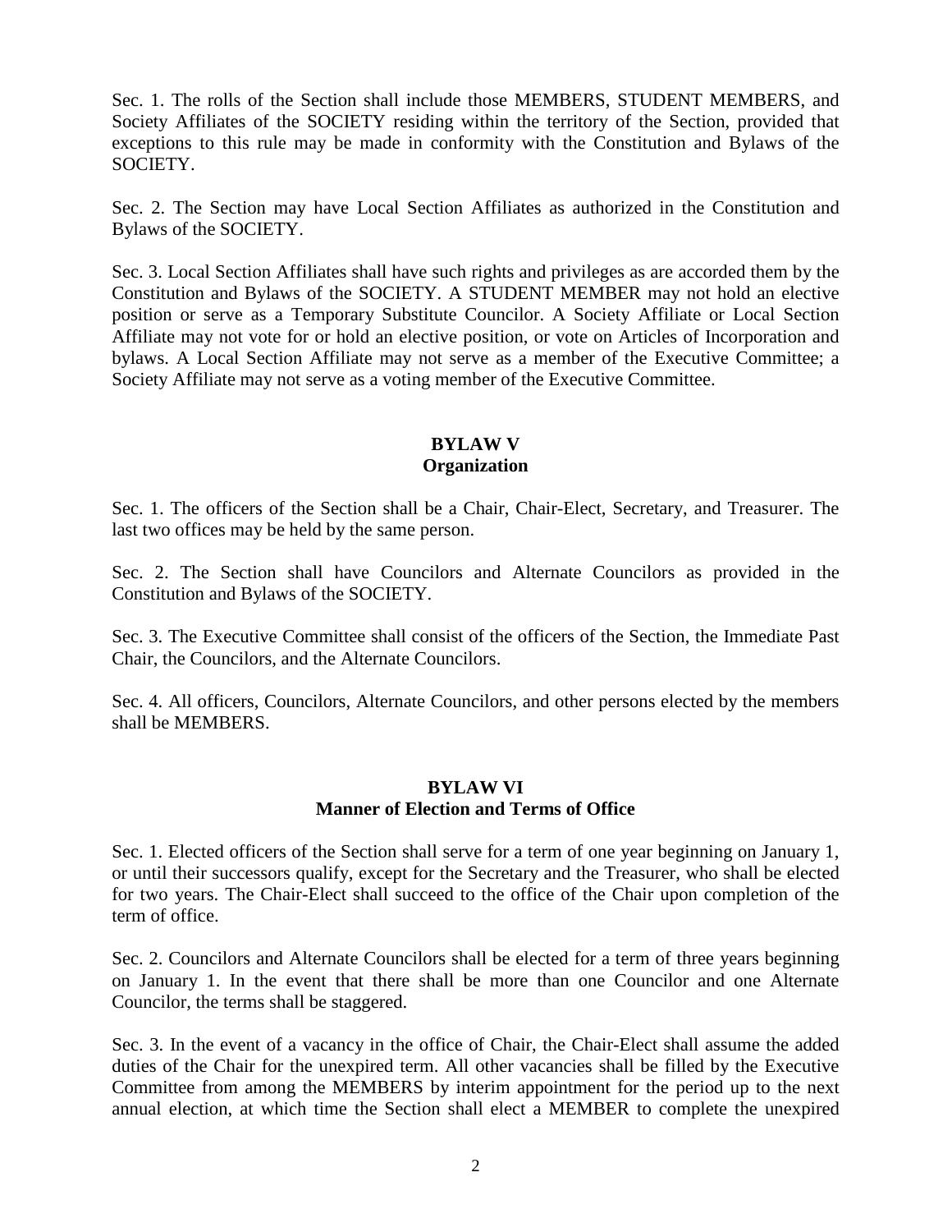Sec. 1. The rolls of the Section shall include those MEMBERS, STUDENT MEMBERS, and Society Affiliates of the SOCIETY residing within the territory of the Section, provided that exceptions to this rule may be made in conformity with the Constitution and Bylaws of the SOCIETY.

Sec. 2. The Section may have Local Section Affiliates as authorized in the Constitution and Bylaws of the SOCIETY.

Sec. 3. Local Section Affiliates shall have such rights and privileges as are accorded them by the Constitution and Bylaws of the SOCIETY. A STUDENT MEMBER may not hold an elective position or serve as a Temporary Substitute Councilor. A Society Affiliate or Local Section Affiliate may not vote for or hold an elective position, or vote on Articles of Incorporation and bylaws. A Local Section Affiliate may not serve as a member of the Executive Committee; a Society Affiliate may not serve as a voting member of the Executive Committee.

## BYLAW V
## Organization

Sec. 1. The officers of the Section shall be a Chair, Chair-Elect, Secretary, and Treasurer. The last two offices may be held by the same person.

Sec. 2. The Section shall have Councilors and Alternate Councilors as provided in the Constitution and Bylaws of the SOCIETY.

Sec. 3. The Executive Committee shall consist of the officers of the Section, the Immediate Past Chair, the Councilors, and the Alternate Councilors.

Sec. 4. All officers, Councilors, Alternate Councilors, and other persons elected by the members shall be MEMBERS.

## BYLAW VI
## Manner of Election and Terms of Office

Sec. 1. Elected officers of the Section shall serve for a term of one year beginning on January 1, or until their successors qualify, except for the Secretary and the Treasurer, who shall be elected for two years. The Chair-Elect shall succeed to the office of the Chair upon completion of the term of office.

Sec. 2. Councilors and Alternate Councilors shall be elected for a term of three years beginning on January 1. In the event that there shall be more than one Councilor and one Alternate Councilor, the terms shall be staggered.

Sec. 3. In the event of a vacancy in the office of Chair, the Chair-Elect shall assume the added duties of the Chair for the unexpired term. All other vacancies shall be filled by the Executive Committee from among the MEMBERS by interim appointment for the period up to the next annual election, at which time the Section shall elect a MEMBER to complete the unexpired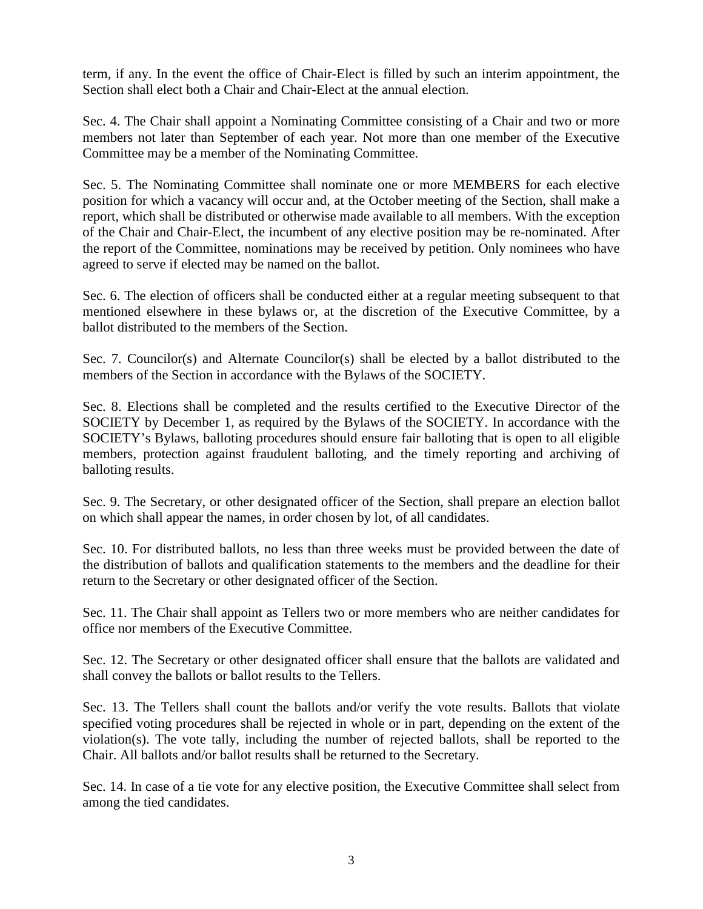term, if any. In the event the office of Chair-Elect is filled by such an interim appointment, the Section shall elect both a Chair and Chair-Elect at the annual election.

Sec. 4. The Chair shall appoint a Nominating Committee consisting of a Chair and two or more members not later than September of each year. Not more than one member of the Executive Committee may be a member of the Nominating Committee.

Sec. 5. The Nominating Committee shall nominate one or more MEMBERS for each elective position for which a vacancy will occur and, at the October meeting of the Section, shall make a report, which shall be distributed or otherwise made available to all members. With the exception of the Chair and Chair-Elect, the incumbent of any elective position may be re-nominated. After the report of the Committee, nominations may be received by petition. Only nominees who have agreed to serve if elected may be named on the ballot.

Sec. 6. The election of officers shall be conducted either at a regular meeting subsequent to that mentioned elsewhere in these bylaws or, at the discretion of the Executive Committee, by a ballot distributed to the members of the Section.

Sec. 7. Councilor(s) and Alternate Councilor(s) shall be elected by a ballot distributed to the members of the Section in accordance with the Bylaws of the SOCIETY.

Sec. 8. Elections shall be completed and the results certified to the Executive Director of the SOCIETY by December 1, as required by the Bylaws of the SOCIETY. In accordance with the SOCIETY's Bylaws, balloting procedures should ensure fair balloting that is open to all eligible members, protection against fraudulent balloting, and the timely reporting and archiving of balloting results.

Sec. 9. The Secretary, or other designated officer of the Section, shall prepare an election ballot on which shall appear the names, in order chosen by lot, of all candidates.

Sec. 10. For distributed ballots, no less than three weeks must be provided between the date of the distribution of ballots and qualification statements to the members and the deadline for their return to the Secretary or other designated officer of the Section.

Sec. 11. The Chair shall appoint as Tellers two or more members who are neither candidates for office nor members of the Executive Committee.

Sec. 12. The Secretary or other designated officer shall ensure that the ballots are validated and shall convey the ballots or ballot results to the Tellers.

Sec. 13. The Tellers shall count the ballots and/or verify the vote results. Ballots that violate specified voting procedures shall be rejected in whole or in part, depending on the extent of the violation(s). The vote tally, including the number of rejected ballots, shall be reported to the Chair. All ballots and/or ballot results shall be returned to the Secretary.

Sec. 14. In case of a tie vote for any elective position, the Executive Committee shall select from among the tied candidates.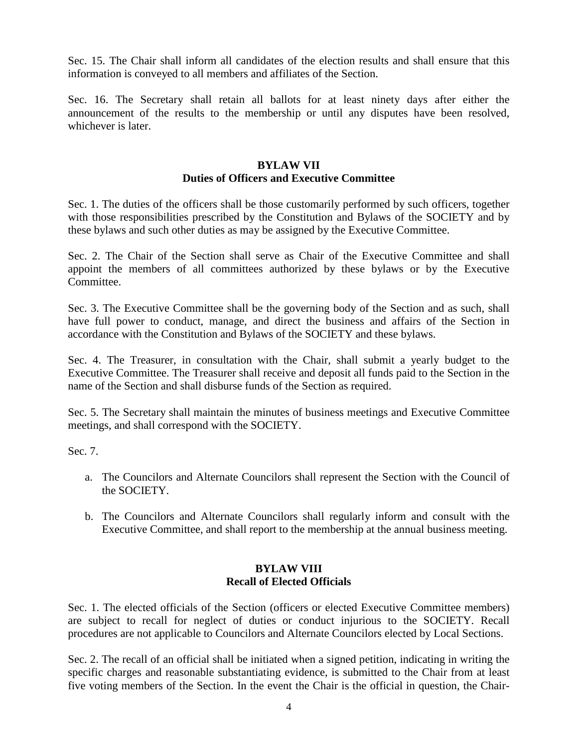Sec. 15. The Chair shall inform all candidates of the election results and shall ensure that this information is conveyed to all members and affiliates of the Section.

Sec. 16. The Secretary shall retain all ballots for at least ninety days after either the announcement of the results to the membership or until any disputes have been resolved, whichever is later.

## BYLAW VII
## Duties of Officers and Executive Committee

Sec. 1. The duties of the officers shall be those customarily performed by such officers, together with those responsibilities prescribed by the Constitution and Bylaws of the SOCIETY and by these bylaws and such other duties as may be assigned by the Executive Committee.

Sec. 2. The Chair of the Section shall serve as Chair of the Executive Committee and shall appoint the members of all committees authorized by these bylaws or by the Executive Committee.

Sec. 3. The Executive Committee shall be the governing body of the Section and as such, shall have full power to conduct, manage, and direct the business and affairs of the Section in accordance with the Constitution and Bylaws of the SOCIETY and these bylaws.

Sec. 4. The Treasurer, in consultation with the Chair, shall submit a yearly budget to the Executive Committee. The Treasurer shall receive and deposit all funds paid to the Section in the name of the Section and shall disburse funds of the Section as required.

Sec. 5. The Secretary shall maintain the minutes of business meetings and Executive Committee meetings, and shall correspond with the SOCIETY.

Sec. 7.

a. The Councilors and Alternate Councilors shall represent the Section with the Council of the SOCIETY.

b. The Councilors and Alternate Councilors shall regularly inform and consult with the Executive Committee, and shall report to the membership at the annual business meeting.

## BYLAW VIII
## Recall of Elected Officials

Sec. 1. The elected officials of the Section (officers or elected Executive Committee members) are subject to recall for neglect of duties or conduct injurious to the SOCIETY. Recall procedures are not applicable to Councilors and Alternate Councilors elected by Local Sections.

Sec. 2. The recall of an official shall be initiated when a signed petition, indicating in writing the specific charges and reasonable substantiating evidence, is submitted to the Chair from at least five voting members of the Section. In the event the Chair is the official in question, the Chair-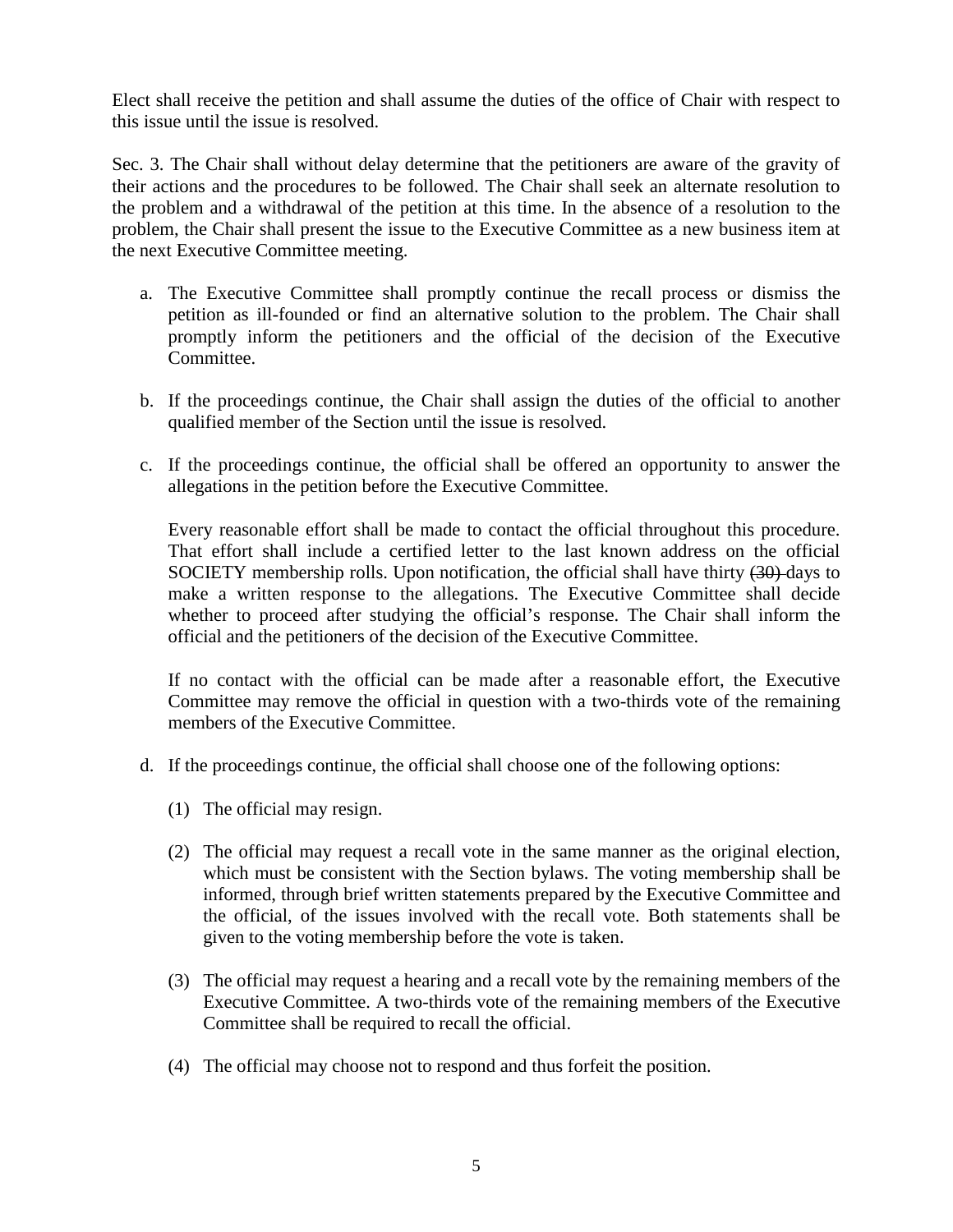Elect shall receive the petition and shall assume the duties of the office of Chair with respect to this issue until the issue is resolved.

Sec. 3. The Chair shall without delay determine that the petitioners are aware of the gravity of their actions and the procedures to be followed. The Chair shall seek an alternate resolution to the problem and a withdrawal of the petition at this time. In the absence of a resolution to the problem, the Chair shall present the issue to the Executive Committee as a new business item at the next Executive Committee meeting.

a. The Executive Committee shall promptly continue the recall process or dismiss the petition as ill-founded or find an alternative solution to the problem. The Chair shall promptly inform the petitioners and the official of the decision of the Executive Committee.

b. If the proceedings continue, the Chair shall assign the duties of the official to another qualified member of the Section until the issue is resolved.

c. If the proceedings continue, the official shall be offered an opportunity to answer the allegations in the petition before the Executive Committee.

   Every reasonable effort shall be made to contact the official throughout this procedure. That effort shall include a certified letter to the last known address on the official SOCIETY membership rolls. Upon notification, the official shall have thirty ~~(30)~~ days to make a written response to the allegations. The Executive Committee shall decide whether to proceed after studying the official's response. The Chair shall inform the official and the petitioners of the decision of the Executive Committee.

   If no contact with the official can be made after a reasonable effort, the Executive Committee may remove the official in question with a two-thirds vote of the remaining members of the Executive Committee.

d. If the proceedings continue, the official shall choose one of the following options:

   (1) The official may resign.

   (2) The official may request a recall vote in the same manner as the original election, which must be consistent with the Section bylaws. The voting membership shall be informed, through brief written statements prepared by the Executive Committee and the official, of the issues involved with the recall vote. Both statements shall be given to the voting membership before the vote is taken.

   (3) The official may request a hearing and a recall vote by the remaining members of the Executive Committee. A two-thirds vote of the remaining members of the Executive Committee shall be required to recall the official.

   (4) The official may choose not to respond and thus forfeit the position.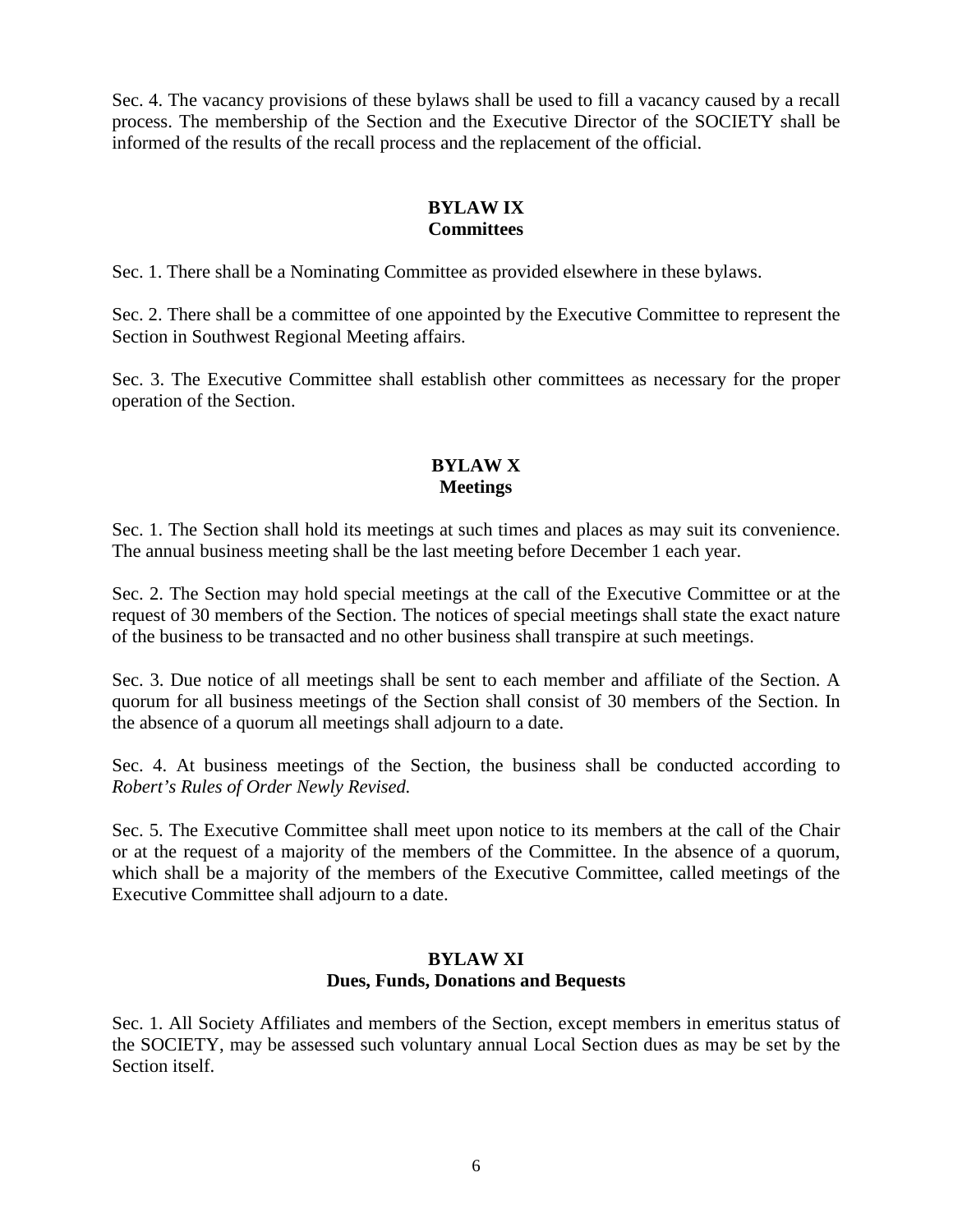Sec. 4. The vacancy provisions of these bylaws shall be used to fill a vacancy caused by a recall process. The membership of the Section and the Executive Director of the SOCIETY shall be informed of the results of the recall process and the replacement of the official.

## BYLAW IX
## Committees

Sec. 1. There shall be a Nominating Committee as provided elsewhere in these bylaws.

Sec. 2. There shall be a committee of one appointed by the Executive Committee to represent the Section in Southwest Regional Meeting affairs.

Sec. 3. The Executive Committee shall establish other committees as necessary for the proper operation of the Section.

## BYLAW X
## Meetings

Sec. 1. The Section shall hold its meetings at such times and places as may suit its convenience. The annual business meeting shall be the last meeting before December 1 each year.

Sec. 2. The Section may hold special meetings at the call of the Executive Committee or at the request of 30 members of the Section. The notices of special meetings shall state the exact nature of the business to be transacted and no other business shall transpire at such meetings.

Sec. 3. Due notice of all meetings shall be sent to each member and affiliate of the Section. A quorum for all business meetings of the Section shall consist of 30 members of the Section. In the absence of a quorum all meetings shall adjourn to a date.

Sec. 4. At business meetings of the Section, the business shall be conducted according to *Robert's Rules of Order Newly Revised.*

Sec. 5. The Executive Committee shall meet upon notice to its members at the call of the Chair or at the request of a majority of the members of the Committee. In the absence of a quorum, which shall be a majority of the members of the Executive Committee, called meetings of the Executive Committee shall adjourn to a date.

## BYLAW XI
## Dues, Funds, Donations and Bequests

Sec. 1. All Society Affiliates and members of the Section, except members in emeritus status of the SOCIETY, may be assessed such voluntary annual Local Section dues as may be set by the Section itself.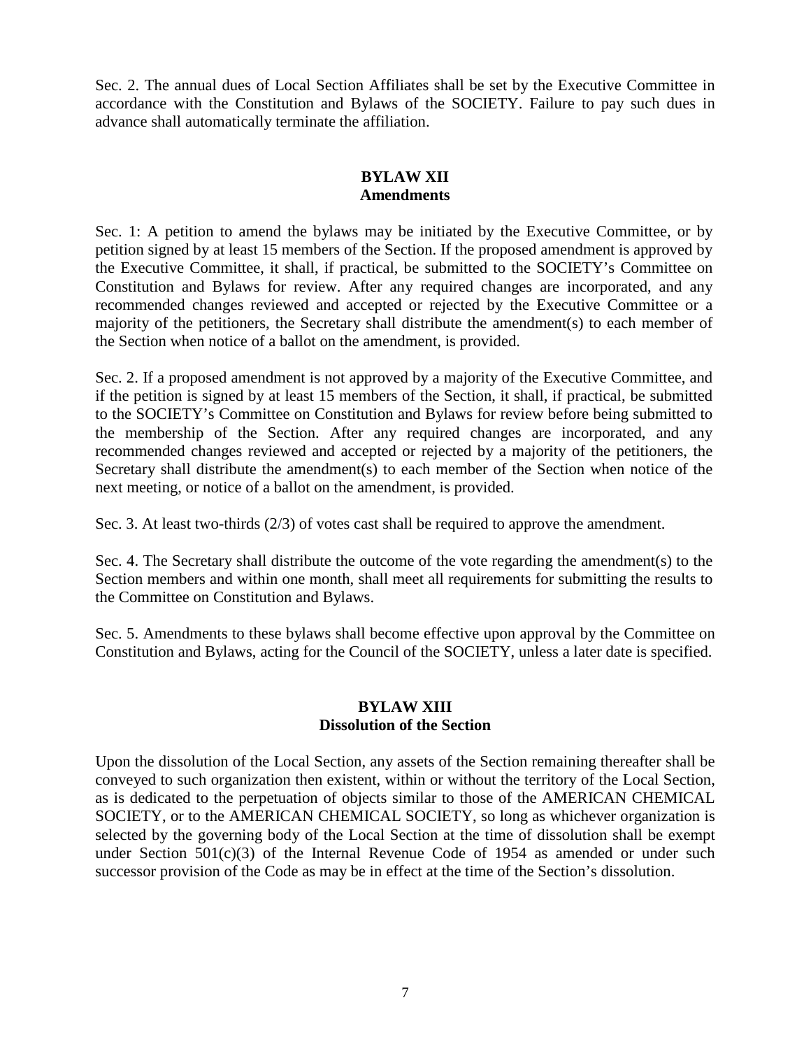Sec. 2. The annual dues of Local Section Affiliates shall be set by the Executive Committee in accordance with the Constitution and Bylaws of the SOCIETY. Failure to pay such dues in advance shall automatically terminate the affiliation.

## BYLAW XII
## Amendments

Sec. 1: A petition to amend the bylaws may be initiated by the Executive Committee, or by petition signed by at least 15 members of the Section. If the proposed amendment is approved by the Executive Committee, it shall, if practical, be submitted to the SOCIETY's Committee on Constitution and Bylaws for review. After any required changes are incorporated, and any recommended changes reviewed and accepted or rejected by the Executive Committee or a majority of the petitioners, the Secretary shall distribute the amendment(s) to each member of the Section when notice of a ballot on the amendment, is provided.

Sec. 2. If a proposed amendment is not approved by a majority of the Executive Committee, and if the petition is signed by at least 15 members of the Section, it shall, if practical, be submitted to the SOCIETY's Committee on Constitution and Bylaws for review before being submitted to the membership of the Section. After any required changes are incorporated, and any recommended changes reviewed and accepted or rejected by a majority of the petitioners, the Secretary shall distribute the amendment(s) to each member of the Section when notice of the next meeting, or notice of a ballot on the amendment, is provided.

Sec. 3. At least two-thirds (2/3) of votes cast shall be required to approve the amendment.

Sec. 4. The Secretary shall distribute the outcome of the vote regarding the amendment(s) to the Section members and within one month, shall meet all requirements for submitting the results to the Committee on Constitution and Bylaws.

Sec. 5. Amendments to these bylaws shall become effective upon approval by the Committee on Constitution and Bylaws, acting for the Council of the SOCIETY, unless a later date is specified.

## BYLAW XIII
## Dissolution of the Section

Upon the dissolution of the Local Section, any assets of the Section remaining thereafter shall be conveyed to such organization then existent, within or without the territory of the Local Section, as is dedicated to the perpetuation of objects similar to those of the AMERICAN CHEMICAL SOCIETY, or to the AMERICAN CHEMICAL SOCIETY, so long as whichever organization is selected by the governing body of the Local Section at the time of dissolution shall be exempt under Section 501(c)(3) of the Internal Revenue Code of 1954 as amended or under such successor provision of the Code as may be in effect at the time of the Section's dissolution.